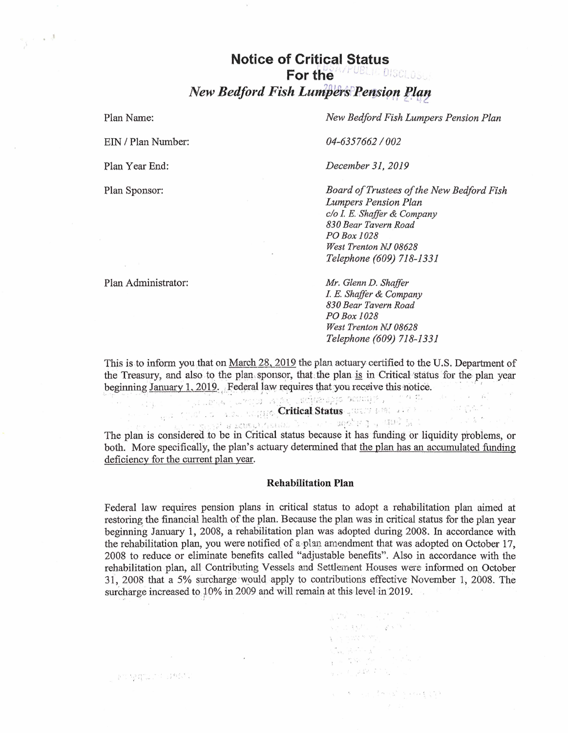# Notice of Critical Status For the *New Bedford Fish Lumpers Pension Plan*

| | |
|---|---|
| Plan Name: | *New Bedford Fish Lumpers Pension Plan* |
| EIN / Plan Number: | *04-6357662 / 002* |
| Plan Year End: | *December 31, 2019* |
| Plan Sponsor: | *Board of Trustees of the New Bedford Fish Lumpers Pension Plan*<br>*c/o I. E. Shaffer & Company*<br>*830 Bear Tavern Road*<br>*PO Box 1028*<br>*West Trenton NJ 08628*<br>*Telephone (609) 718-1331* |
| Plan Administrator: | *Mr. Glenn D. Shaffer*<br>*I. E. Shaffer & Company*<br>*830 Bear Tavern Road*<br>*PO Box 1028*<br>*West Trenton NJ 08628*<br>*Telephone (609) 718-1331* |

This is to inform you that on March 28, 2019 the plan actuary certified to the U.S. Department of the Treasury, and also to the plan sponsor, that the plan is in Critical status for the plan year beginning January 1, 2019. Federal law requires that you receive this notice.

### Critical Status

The plan is considered to be in Critical status because it has funding or liquidity problems, or both. More specifically, the plan's actuary determined that the plan has an accumulated funding deficiency for the current plan year.

### Rehabilitation Plan

Federal law requires pension plans in critical status to adopt a rehabilitation plan aimed at restoring the financial health of the plan. Because the plan was in critical status for the plan year beginning January 1, 2008, a rehabilitation plan was adopted during 2008. In accordance with the rehabilitation plan, you were notified of a plan amendment that was adopted on October 17, 2008 to reduce or eliminate benefits called "adjustable benefits". Also in accordance with the rehabilitation plan, all Contributing Vessels and Settlement Houses were informed on October 31, 2008 that a 5% surcharge would apply to contributions effective November 1, 2008. The surcharge increased to 10% in 2009 and will remain at this level in 2019.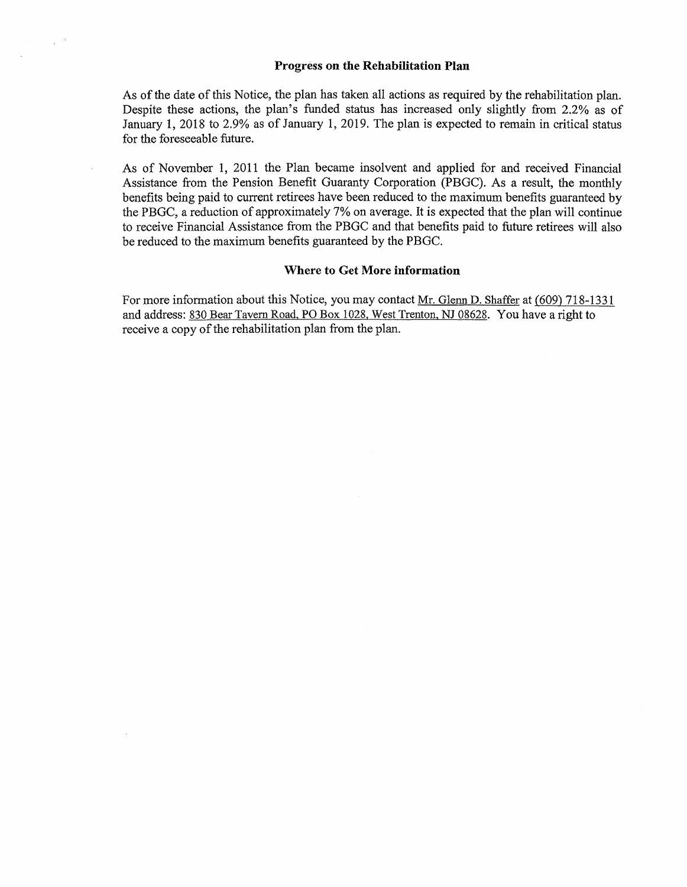## Progress on the Rehabilitation Plan

As of the date of this Notice, the plan has taken all actions as required by the rehabilitation plan. Despite these actions, the plan's funded status has increased only slightly from 2.2% as of January 1, 2018 to 2.9% as of January 1, 2019. The plan is expected to remain in critical status for the foreseeable future.

As of November 1, 2011 the Plan became insolvent and applied for and received Financial Assistance from the Pension Benefit Guaranty Corporation (PBGC). As a result, the monthly benefits being paid to current retirees have been reduced to the maximum benefits guaranteed by the PBGC, a reduction of approximately 7% on average. It is expected that the plan will continue to receive Financial Assistance from the PBGC and that benefits paid to future retirees will also be reduced to the maximum benefits guaranteed by the PBGC.

## Where to Get More information

For more information about this Notice, you may contact Mr. Glenn D. Shaffer at (609) 718-1331 and address: 830 Bear Tavern Road, PO Box 1028, West Trenton, NJ 08628. You have a right to receive a copy of the rehabilitation plan from the plan.